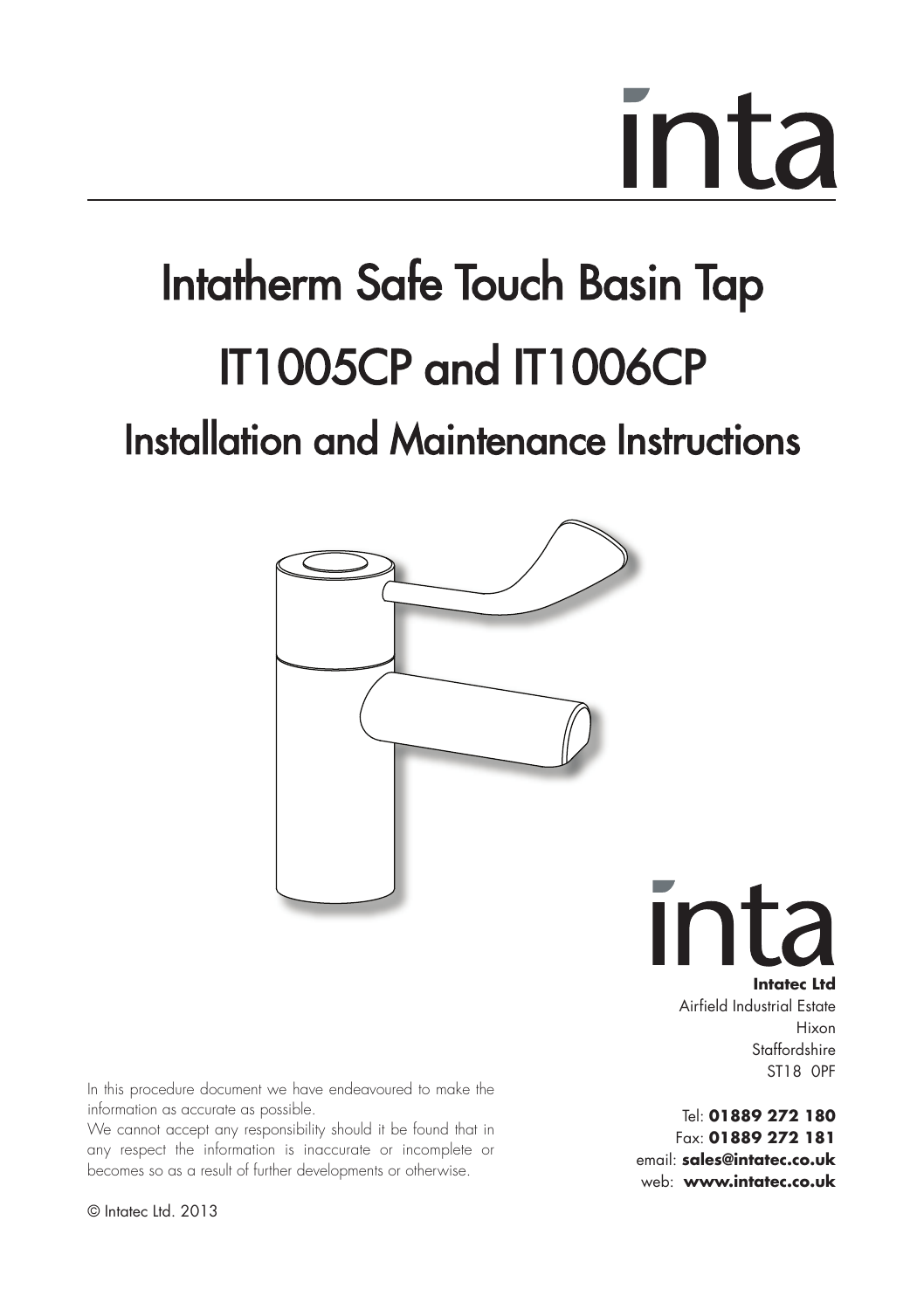inta

# Intatherm Safe Touch Basin Tap

# IT1005CP and IT1006CP

## Installation and Maintenance Instructions

inta

**Intatec Ltd**
Airfield Industrial Estate
Hixon
Staffordshire
ST18 0PF

Tel: **01889 272 180**
Fax: **01889 272 181**
email: **sales@intatec.co.uk**
web: **www.intatec.co.uk**

In this procedure document we have endeavoured to make the information as accurate as possible.
We cannot accept any responsibility should it be found that in any respect the information is inaccurate or incomplete or becomes so as a result of further developments or otherwise.

© Intatec Ltd. 2013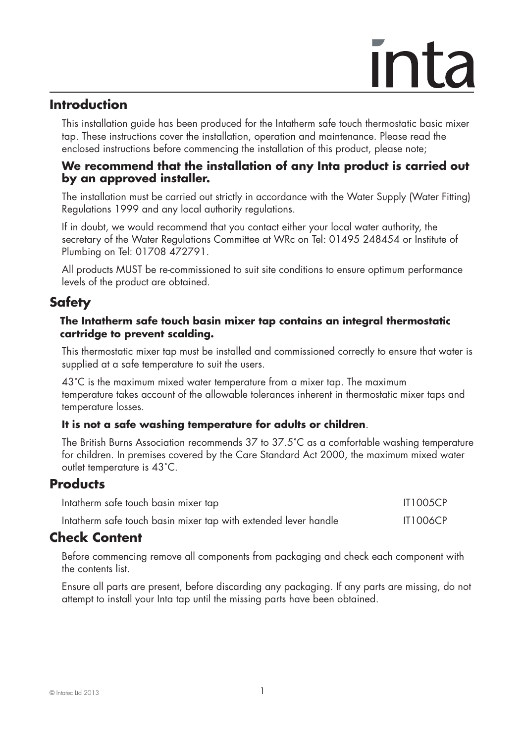# inta

## Introduction

This installation guide has been produced for the Intatherm safe touch thermostatic basic mixer tap. These instructions cover the installation, operation and maintenance. Please read the enclosed instructions before commencing the installation of this product, please note;

### We recommend that the installation of any Inta product is carried out by an approved installer.

The installation must be carried out strictly in accordance with the Water Supply (Water Fitting) Regulations 1999 and any local authority regulations.

If in doubt, we would recommend that you contact either your local water authority, the secretary of the Water Regulations Committee at WRc on Tel: 01495 248454 or Institute of Plumbing on Tel: 01708 472791.

All products MUST be re-commissioned to suit site conditions to ensure optimum performance levels of the product are obtained.

## Safety

**The Intatherm safe touch basin mixer tap contains an integral thermostatic cartridge to prevent scalding.**

This thermostatic mixer tap must be installed and commissioned correctly to ensure that water is supplied at a safe temperature to suit the users.

43˚C is the maximum mixed water temperature from a mixer tap. The maximum temperature takes account of the allowable tolerances inherent in thermostatic mixer taps and temperature losses.

**It is not a safe washing temperature for adults or children**.

The British Burns Association recommends 37 to 37.5˚C as a comfortable washing temperature for children. In premises covered by the Care Standard Act 2000, the maximum mixed water outlet temperature is 43˚C.

## Products

| | |
|---|---|
| Intatherm safe touch basin mixer tap | IT1005CP |
| Intatherm safe touch basin mixer tap with extended lever handle | IT1006CP |

## Check Content

Before commencing remove all components from packaging and check each component with the contents list.

Ensure all parts are present, before discarding any packaging. If any parts are missing, do not attempt to install your Inta tap until the missing parts have been obtained.

© Intatec Ltd 2013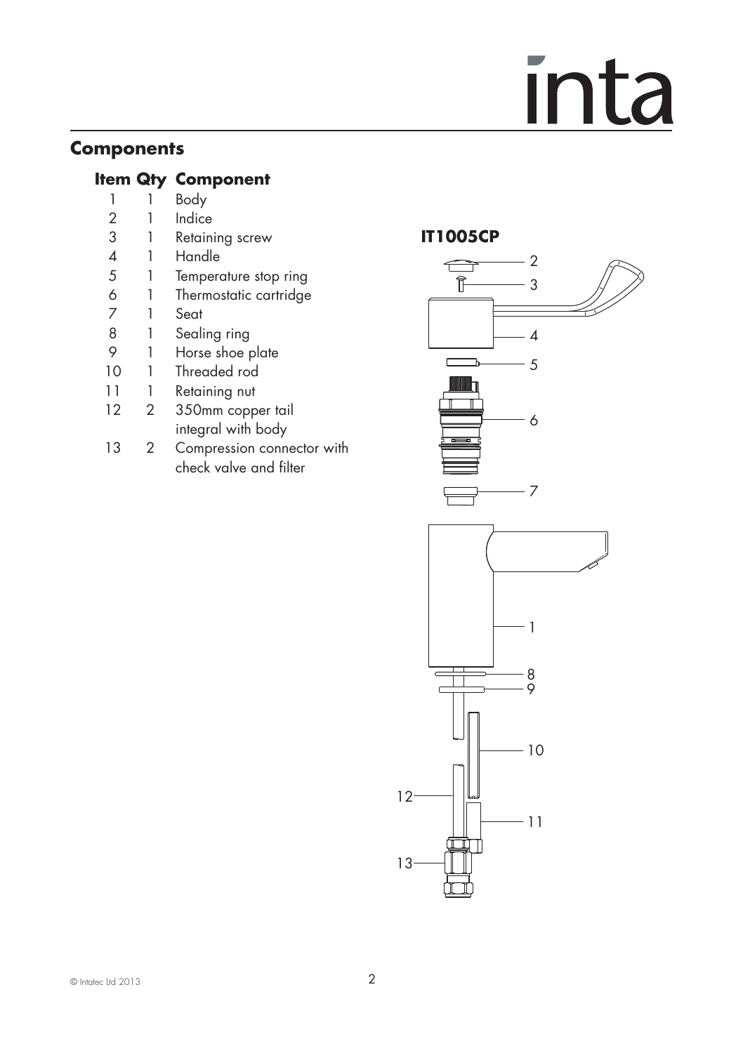## Components

| Item | Qty | Component |
|---|---|---|
| 1 | 1 | Body |
| 2 | 1 | Indice |
| 3 | 1 | Retaining screw |
| 4 | 1 | Handle |
| 5 | 1 | Temperature stop ring |
| 6 | 1 | Thermostatic cartridge |
| 7 | 1 | Seat |
| 8 | 1 | Sealing ring |
| 9 | 1 | Horse shoe plate |
| 10 | 1 | Threaded rod |
| 11 | 1 | Retaining nut |
| 12 | 2 | 350mm copper tail integral with body |
| 13 | 2 | Compression connector with check valve and filter |

**IT1005CP**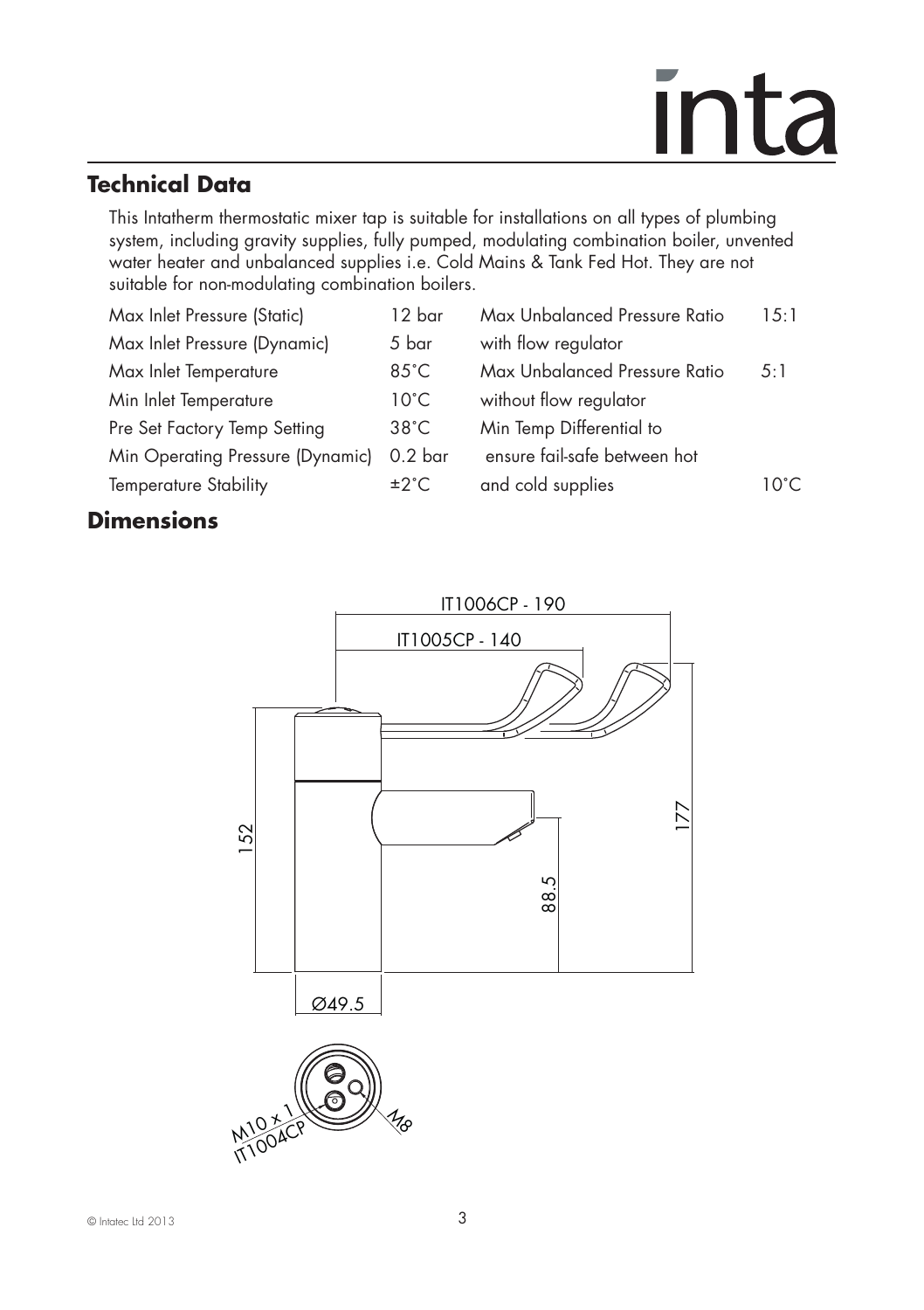## Technical Data

This Intatherm thermostatic mixer tap is suitable for installations on all types of plumbing system, including gravity supplies, fully pumped, modulating combination boiler, unvented water heater and unbalanced supplies i.e. Cold Mains & Tank Fed Hot. They are not suitable for non-modulating combination boilers.

| | | | |
|---|---|---|---|
| Max Inlet Pressure (Static) | 12 bar | Max Unbalanced Pressure Ratio with flow regulator | 15:1 |
| Max Inlet Pressure (Dynamic) | 5 bar | Max Unbalanced Pressure Ratio without flow regulator | 5:1 |
| Max Inlet Temperature | 85˚C | Min Temp Differential to ensure fail-safe between hot and cold supplies | 10˚C |
| Min Inlet Temperature | 10˚C | | |
| Pre Set Factory Temp Setting | 38˚C | | |
| Min Operating Pressure (Dynamic) | 0.2 bar | | |
| Temperature Stability | ±2˚C | | |

## Dimensions

IT1006CP - 190

IT1005CP - 140

152

177

88.5

Ø49.5

M10 x 1

IT1004CP

M8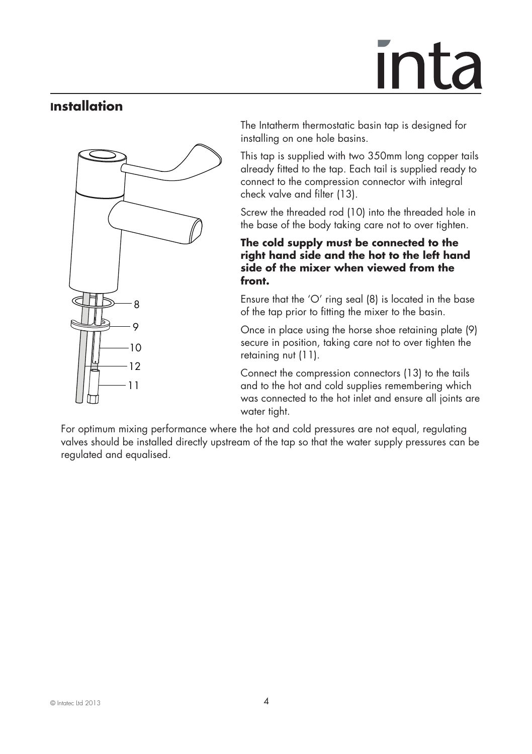## Installation

The Intatherm thermostatic basin tap is designed for installing on one hole basins.

This tap is supplied with two 350mm long copper tails already fitted to the tap. Each tail is supplied ready to connect to the compression connector with integral check valve and filter (13).

Screw the threaded rod (10) into the threaded hole in the base of the body taking care not to over tighten.

**The cold supply must be connected to the right hand side and the hot to the left hand side of the mixer when viewed from the front.**

Ensure that the 'O' ring seal (8) is located in the base of the tap prior to fitting the mixer to the basin.

Once in place using the horse shoe retaining plate (9) secure in position, taking care not to over tighten the retaining nut (11).

Connect the compression connectors (13) to the tails and to the hot and cold supplies remembering which was connected to the hot inlet and ensure all joints are water tight.

For optimum mixing performance where the hot and cold pressures are not equal, regulating valves should be installed directly upstream of the tap so that the water supply pressures can be regulated and equalised.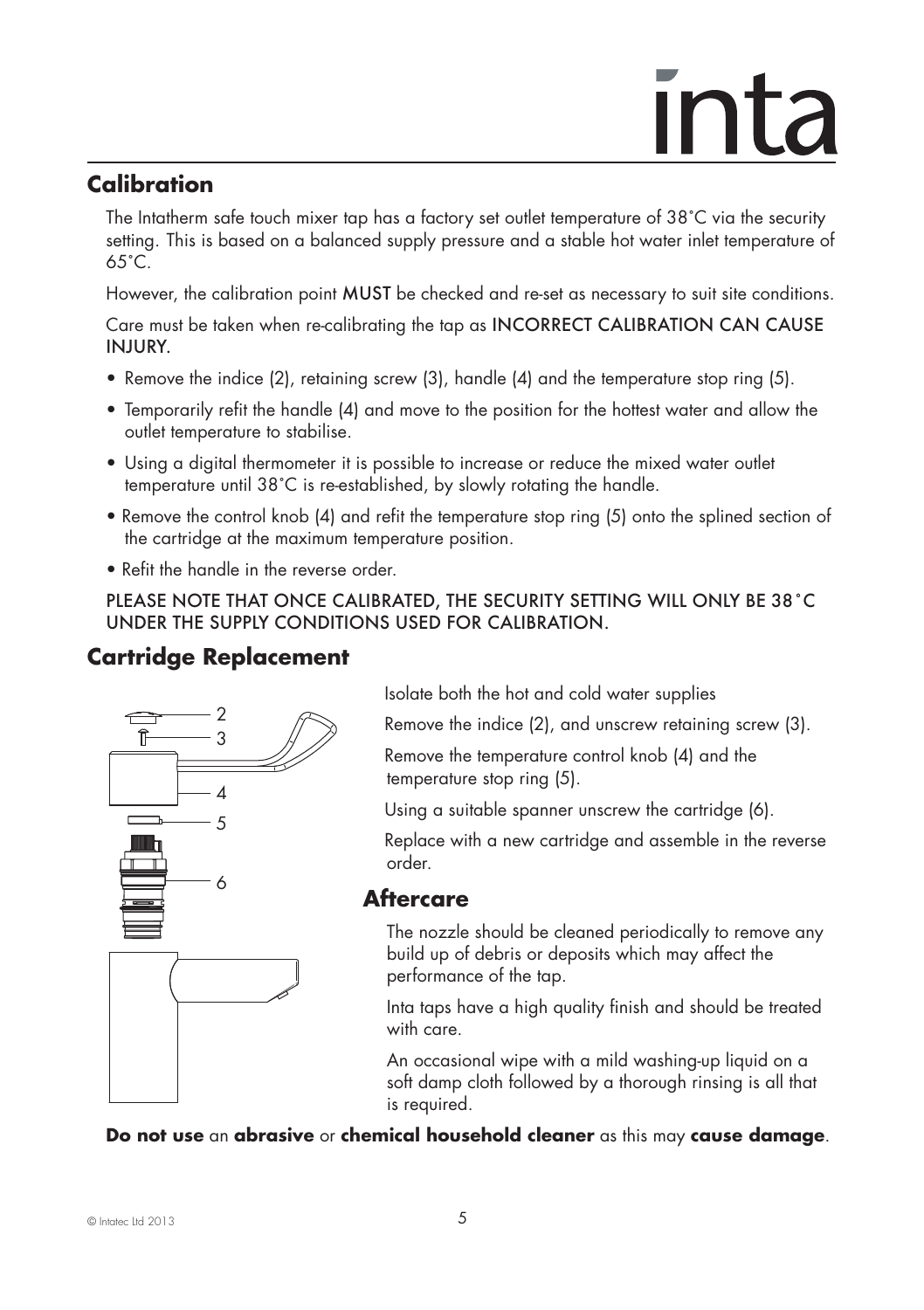## Calibration

The Intatherm safe touch mixer tap has a factory set outlet temperature of 38˚C via the security setting. This is based on a balanced supply pressure and a stable hot water inlet temperature of 65˚C.

However, the calibration point **MUST** be checked and re-set as necessary to suit site conditions.

Care must be taken when re-calibrating the tap as INCORRECT CALIBRATION CAN CAUSE INJURY.

- Remove the indice (2), retaining screw (3), handle (4) and the temperature stop ring (5).
- Temporarily refit the handle (4) and move to the position for the hottest water and allow the outlet temperature to stabilise.
- Using a digital thermometer it is possible to increase or reduce the mixed water outlet temperature until 38˚C is re-established, by slowly rotating the handle.
- Remove the control knob (4) and refit the temperature stop ring (5) onto the splined section of the cartridge at the maximum temperature position.
- Refit the handle in the reverse order.

PLEASE NOTE THAT ONCE CALIBRATED, THE SECURITY SETTING WILL ONLY BE 38˚C UNDER THE SUPPLY CONDITIONS USED FOR CALIBRATION.

## Cartridge Replacement

Isolate both the hot and cold water supplies

Remove the indice (2), and unscrew retaining screw (3).

Remove the temperature control knob (4) and the temperature stop ring (5).

Using a suitable spanner unscrew the cartridge (6).

Replace with a new cartridge and assemble in the reverse order.

## Aftercare

The nozzle should be cleaned periodically to remove any build up of debris or deposits which may affect the performance of the tap.

Inta taps have a high quality finish and should be treated with care.

An occasional wipe with a mild washing-up liquid on a soft damp cloth followed by a thorough rinsing is all that is required.

**Do not use** an **abrasive** or **chemical household cleaner** as this may **cause damage**.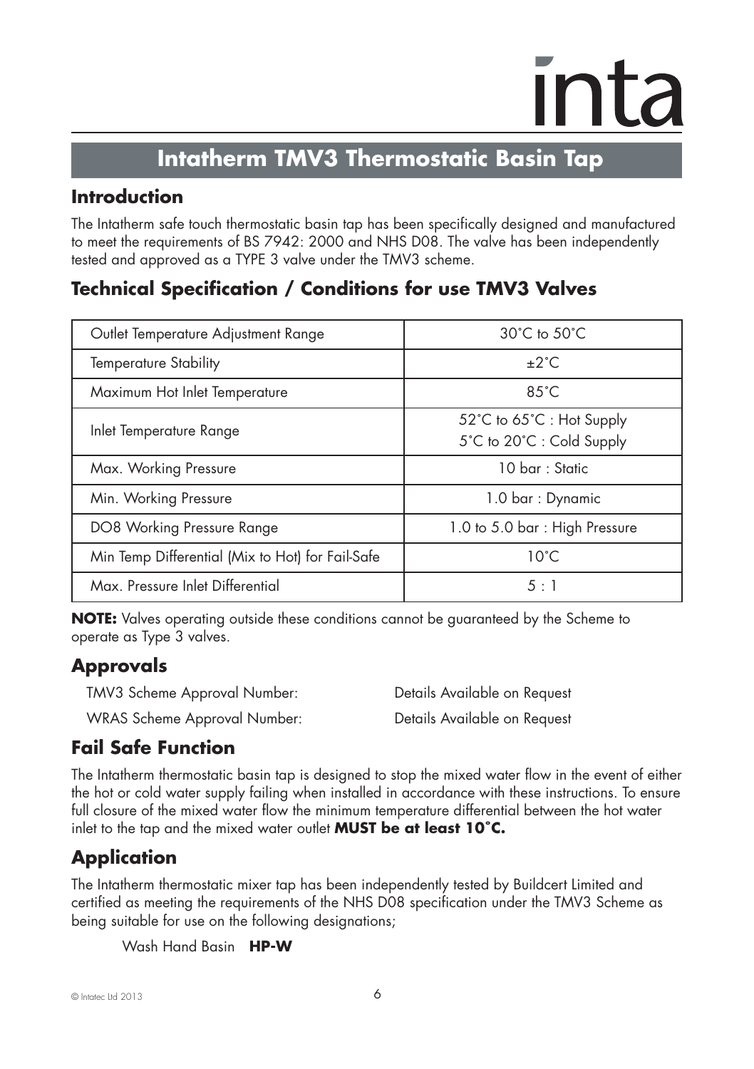# Intatherm TMV3 Thermostatic Basin Tap

## Introduction

The Intatherm safe touch thermostatic basin tap has been specifically designed and manufactured to meet the requirements of BS 7942: 2000 and NHS D08. The valve has been independently tested and approved as a TYPE 3 valve under the TMV3 scheme.

## Technical Specification / Conditions for use TMV3 Valves

| Parameter | Value |
|---|---|
| Outlet Temperature Adjustment Range | 30˚C to 50˚C |
| Temperature Stability | ±2˚C |
| Maximum Hot Inlet Temperature | 85˚C |
| Inlet Temperature Range | 52˚C to 65˚C : Hot Supply<br>5˚C to 20˚C : Cold Supply |
| Max. Working Pressure | 10 bar : Static |
| Min. Working Pressure | 1.0 bar : Dynamic |
| DO8 Working Pressure Range | 1.0 to 5.0 bar : High Pressure |
| Min Temp Differential (Mix to Hot) for Fail-Safe | 10˚C |
| Max. Pressure Inlet Differential | 5 : 1 |

**NOTE:** Valves operating outside these conditions cannot be guaranteed by the Scheme to operate as Type 3 valves.

## Approvals

TMV3 Scheme Approval Number: Details Available on Request

WRAS Scheme Approval Number: Details Available on Request

## Fail Safe Function

The Intatherm thermostatic basin tap is designed to stop the mixed water flow in the event of either the hot or cold water supply failing when installed in accordance with these instructions. To ensure full closure of the mixed water flow the minimum temperature differential between the hot water inlet to the tap and the mixed water outlet **MUST be at least 10˚C.**

## Application

The Intatherm thermostatic mixer tap has been independently tested by Buildcert Limited and certified as meeting the requirements of the NHS D08 specification under the TMV3 Scheme as being suitable for use on the following designations;

Wash Hand Basin **HP-W**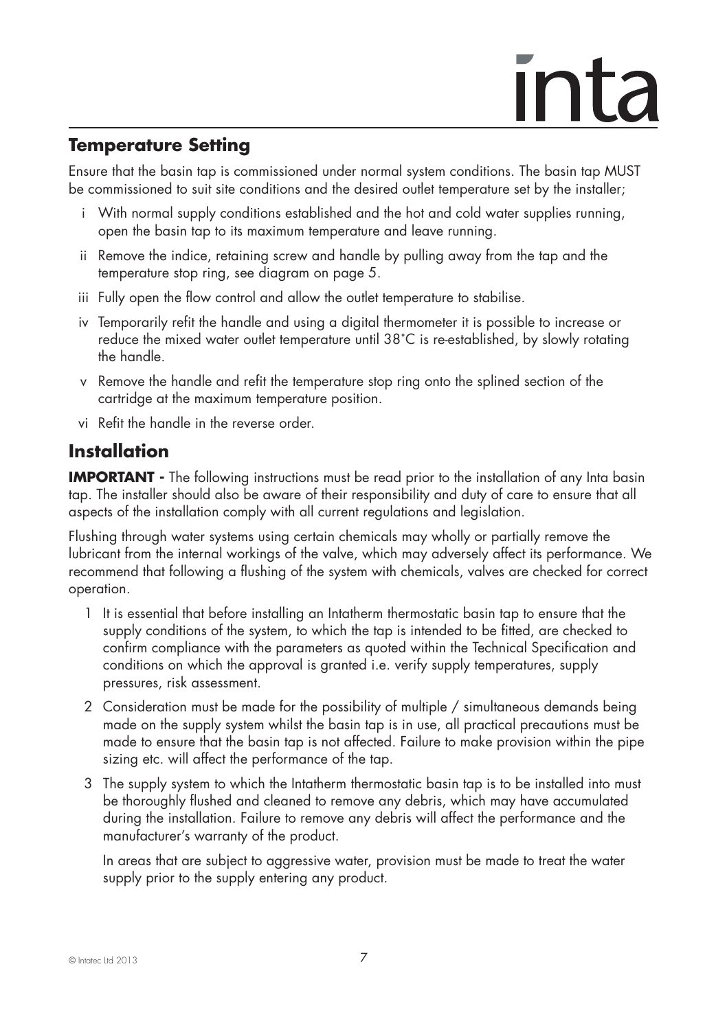## Temperature Setting

Ensure that the basin tap is commissioned under normal system conditions. The basin tap MUST be commissioned to suit site conditions and the desired outlet temperature set by the installer;

i With normal supply conditions established and the hot and cold water supplies running, open the basin tap to its maximum temperature and leave running.

ii Remove the indice, retaining screw and handle by pulling away from the tap and the temperature stop ring, see diagram on page 5.

iii Fully open the flow control and allow the outlet temperature to stabilise.

iv Temporarily refit the handle and using a digital thermometer it is possible to increase or reduce the mixed water outlet temperature until 38°C is re-established, by slowly rotating the handle.

v Remove the handle and refit the temperature stop ring onto the splined section of the cartridge at the maximum temperature position.

vi Refit the handle in the reverse order.

## Installation

**IMPORTANT -** The following instructions must be read prior to the installation of any Inta basin tap. The installer should also be aware of their responsibility and duty of care to ensure that all aspects of the installation comply with all current regulations and legislation.

Flushing through water systems using certain chemicals may wholly or partially remove the lubricant from the internal workings of the valve, which may adversely affect its performance. We recommend that following a flushing of the system with chemicals, valves are checked for correct operation.

1 It is essential that before installing an Intatherm thermostatic basin tap to ensure that the supply conditions of the system, to which the tap is intended to be fitted, are checked to confirm compliance with the parameters as quoted within the Technical Specification and conditions on which the approval is granted i.e. verify supply temperatures, supply pressures, risk assessment.

2 Consideration must be made for the possibility of multiple / simultaneous demands being made on the supply system whilst the basin tap is in use, all practical precautions must be made to ensure that the basin tap is not affected. Failure to make provision within the pipe sizing etc. will affect the performance of the tap.

3 The supply system to which the Intatherm thermostatic basin tap is to be installed into must be thoroughly flushed and cleaned to remove any debris, which may have accumulated during the installation. Failure to remove any debris will affect the performance and the manufacturer's warranty of the product.

In areas that are subject to aggressive water, provision must be made to treat the water supply prior to the supply entering any product.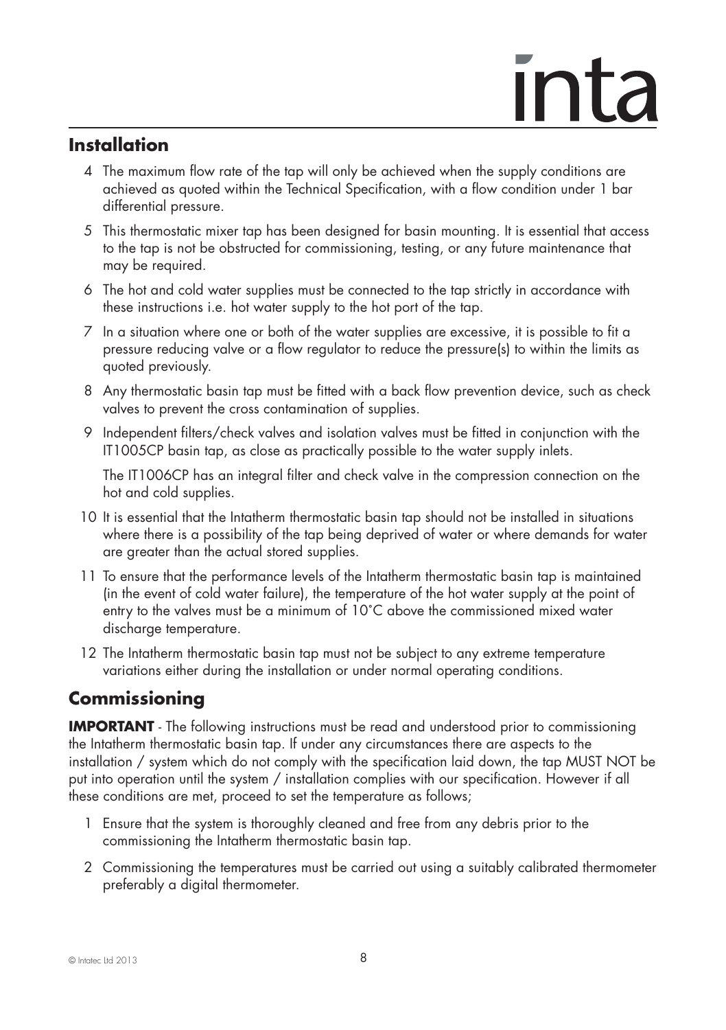## Installation

4. The maximum flow rate of the tap will only be achieved when the supply conditions are achieved as quoted within the Technical Specification, with a flow condition under 1 bar differential pressure.
5. This thermostatic mixer tap has been designed for basin mounting. It is essential that access to the tap is not be obstructed for commissioning, testing, or any future maintenance that may be required.
6. The hot and cold water supplies must be connected to the tap strictly in accordance with these instructions i.e. hot water supply to the hot port of the tap.
7. In a situation where one or both of the water supplies are excessive, it is possible to fit a pressure reducing valve or a flow regulator to reduce the pressure(s) to within the limits as quoted previously.
8. Any thermostatic basin tap must be fitted with a back flow prevention device, such as check valves to prevent the cross contamination of supplies.
9. Independent filters/check valves and isolation valves must be fitted in conjunction with the IT1005CP basin tap, as close as practically possible to the water supply inlets.

   The IT1006CP has an integral filter and check valve in the compression connection on the hot and cold supplies.
10. It is essential that the Intatherm thermostatic basin tap should not be installed in situations where there is a possibility of the tap being deprived of water or where demands for water are greater than the actual stored supplies.
11. To ensure that the performance levels of the Intatherm thermostatic basin tap is maintained (in the event of cold water failure), the temperature of the hot water supply at the point of entry to the valves must be a minimum of 10°C above the commissioned mixed water discharge temperature.
12. The Intatherm thermostatic basin tap must not be subject to any extreme temperature variations either during the installation or under normal operating conditions.

## Commissioning

**IMPORTANT** - The following instructions must be read and understood prior to commissioning the Intatherm thermostatic basin tap. If under any circumstances there are aspects to the installation / system which do not comply with the specification laid down, the tap MUST NOT be put into operation until the system / installation complies with our specification. However if all these conditions are met, proceed to set the temperature as follows;

1. Ensure that the system is thoroughly cleaned and free from any debris prior to the commissioning the Intatherm thermostatic basin tap.
2. Commissioning the temperatures must be carried out using a suitably calibrated thermometer preferably a digital thermometer.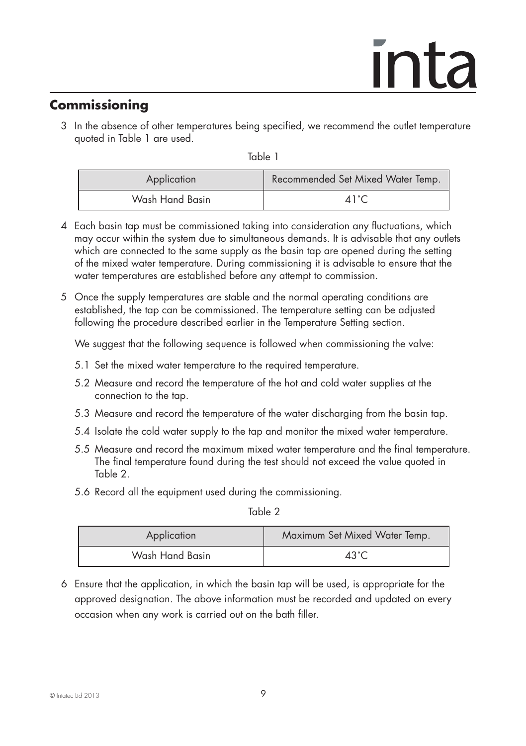## Commissioning

3 In the absence of other temperatures being specified, we recommend the outlet temperature quoted in Table 1 are used.

Table 1

| Application | Recommended Set Mixed Water Temp. |
|---|---|
| Wash Hand Basin | 41˚C |

4 Each basin tap must be commissioned taking into consideration any fluctuations, which may occur within the system due to simultaneous demands. It is advisable that any outlets which are connected to the same supply as the basin tap are opened during the setting of the mixed water temperature. During commissioning it is advisable to ensure that the water temperatures are established before any attempt to commission.

5 Once the supply temperatures are stable and the normal operating conditions are established, the tap can be commissioned. The temperature setting can be adjusted following the procedure described earlier in the Temperature Setting section.

We suggest that the following sequence is followed when commissioning the valve:

5.1 Set the mixed water temperature to the required temperature.

5.2 Measure and record the temperature of the hot and cold water supplies at the connection to the tap.

5.3 Measure and record the temperature of the water discharging from the basin tap.

5.4 Isolate the cold water supply to the tap and monitor the mixed water temperature.

5.5 Measure and record the maximum mixed water temperature and the final temperature. The final temperature found during the test should not exceed the value quoted in Table 2.

5.6 Record all the equipment used during the commissioning.

Table 2

| Application | Maximum Set Mixed Water Temp. |
|---|---|
| Wash Hand Basin | 43˚C |

6 Ensure that the application, in which the basin tap will be used, is appropriate for the approved designation. The above information must be recorded and updated on every occasion when any work is carried out on the bath filler.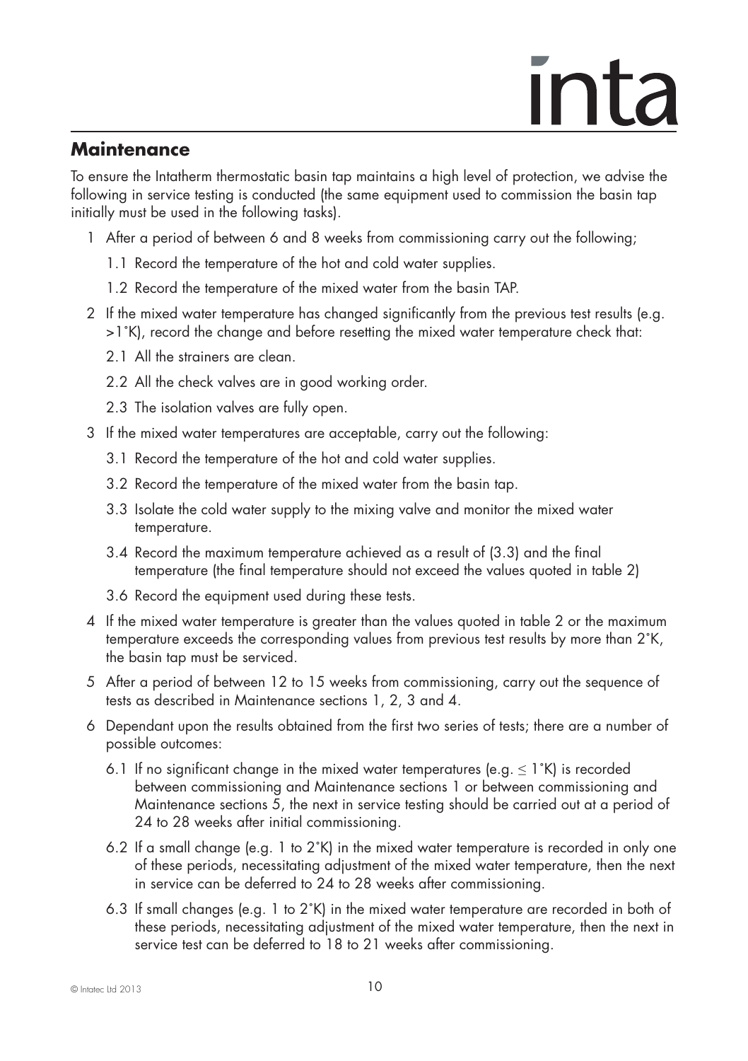## Maintenance

To ensure the Intatherm thermostatic basin tap maintains a high level of protection, we advise the following in service testing is conducted (the same equipment used to commission the basin tap initially must be used in the following tasks).

1 After a period of between 6 and 8 weeks from commissioning carry out the following;

   1.1 Record the temperature of the hot and cold water supplies.

   1.2 Record the temperature of the mixed water from the basin TAP.

2 If the mixed water temperature has changed significantly from the previous test results (e.g. >1˚K), record the change and before resetting the mixed water temperature check that:

   2.1 All the strainers are clean.

   2.2 All the check valves are in good working order.

   2.3 The isolation valves are fully open.

3 If the mixed water temperatures are acceptable, carry out the following:

   3.1 Record the temperature of the hot and cold water supplies.

   3.2 Record the temperature of the mixed water from the basin tap.

   3.3 Isolate the cold water supply to the mixing valve and monitor the mixed water temperature.

   3.4 Record the maximum temperature achieved as a result of (3.3) and the final temperature (the final temperature should not exceed the values quoted in table 2)

   3.6 Record the equipment used during these tests.

4 If the mixed water temperature is greater than the values quoted in table 2 or the maximum temperature exceeds the corresponding values from previous test results by more than 2˚K, the basin tap must be serviced.

5 After a period of between 12 to 15 weeks from commissioning, carry out the sequence of tests as described in Maintenance sections 1, 2, 3 and 4.

6 Dependant upon the results obtained from the first two series of tests; there are a number of possible outcomes:

   6.1 If no significant change in the mixed water temperatures (e.g. ≤ 1˚K) is recorded between commissioning and Maintenance sections 1 or between commissioning and Maintenance sections 5, the next in service testing should be carried out at a period of 24 to 28 weeks after initial commissioning.

   6.2 If a small change (e.g. 1 to 2˚K) in the mixed water temperature is recorded in only one of these periods, necessitating adjustment of the mixed water temperature, then the next in service can be deferred to 24 to 28 weeks after commissioning.

   6.3 If small changes (e.g. 1 to 2˚K) in the mixed water temperature are recorded in both of these periods, necessitating adjustment of the mixed water temperature, then the next in service test can be deferred to 18 to 21 weeks after commissioning.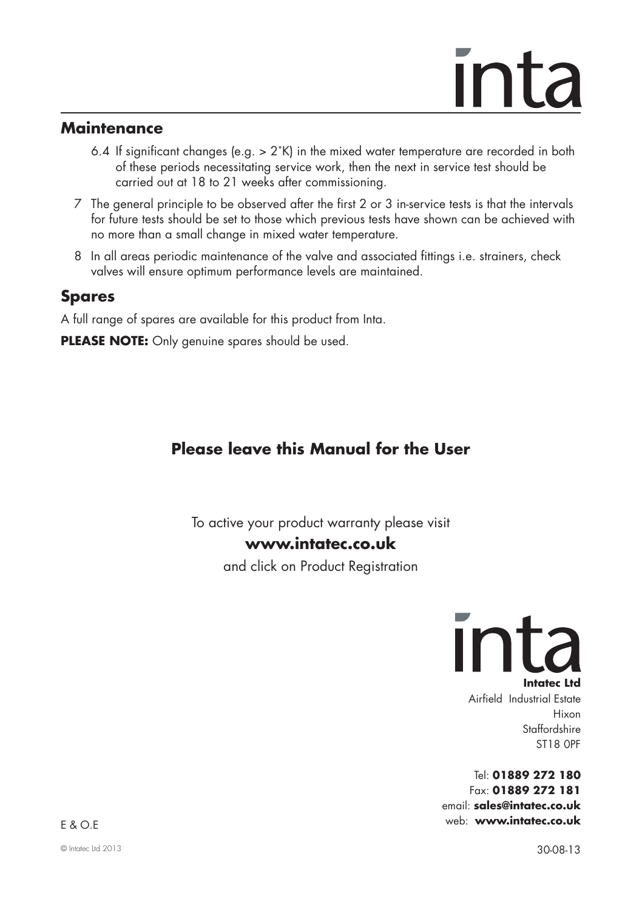## Maintenance

6.4 If significant changes (e.g. > 2˚K) in the mixed water temperature are recorded in both of these periods necessitating service work, then the next in service test should be carried out at 18 to 21 weeks after commissioning.

7 The general principle to be observed after the first 2 or 3 in-service tests is that the intervals for future tests should be set to those which previous tests have shown can be achieved with no more than a small change in mixed water temperature.

8 In all areas periodic maintenance of the valve and associated fittings i.e. strainers, check valves will ensure optimum performance levels are maintained.

## Spares

A full range of spares are available for this product from Inta.

**PLEASE NOTE:** Only genuine spares should be used.

### Please leave this Manual for the User

To active your product warranty please visit

**www.intatec.co.uk**

and click on Product Registration

inta

**Intatec Ltd**
Airfield Industrial Estate
Hixon
Staffordshire
ST18 0PF

Tel: **01889 272 180**
Fax: **01889 272 181**
email: **sales@intatec.co.uk**
web: **www.intatec.co.uk**

E & O.E

© Intatec Ltd 2013

30-08-13